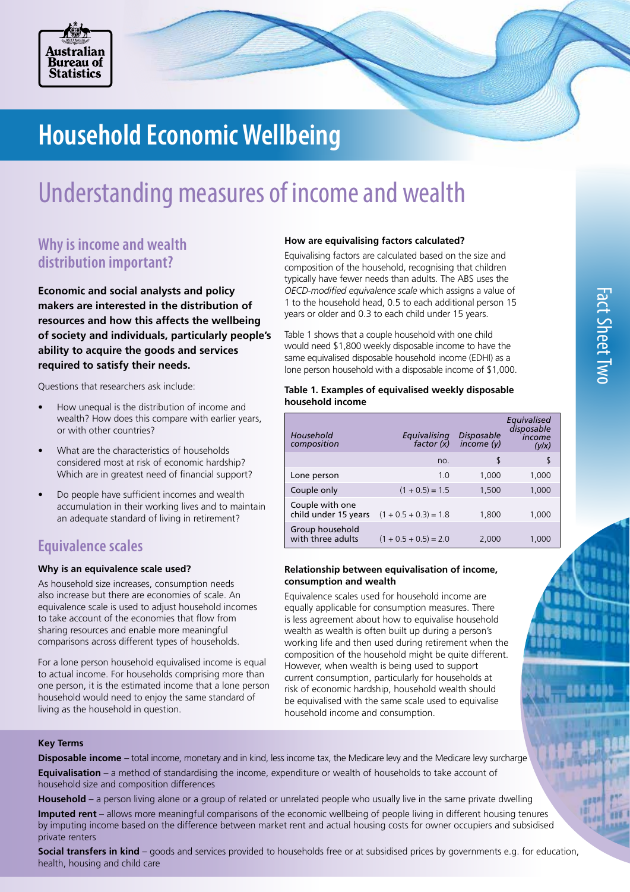# Household Economic Wellbeing

## Understanding measures of income and wealth

### Why is income and wealth distribution important?

**Economic and social analysts and policy makers are interested in the distribution of resources and how this affects the wellbeing of society and individuals, particularly people's ability to acquire the goods and services required to satisfy their needs.**

Questions that researchers ask include:

- How unequal is the distribution of income and wealth? How does this compare with earlier years, or with other countries?
- What are the characteristics of households considered most at risk of economic hardship? Which are in greatest need of financial support?
- Do people have sufficient incomes and wealth accumulation in their working lives and to maintain an adequate standard of living in retirement?

### Equivalence scales

#### Why is an equivalence scale used?

As household size increases, consumption needs also increase but there are economies of scale. An equivalence scale is used to adjust household incomes to take account of the economies that flow from sharing resources and enable more meaningful comparisons across different types of households.

For a lone person household equivalised income is equal to actual income. For households comprising more than one person, it is the estimated income that a lone person household would need to enjoy the same standard of living as the household in question.

#### How are equivalising factors calculated?

Equivalising factors are calculated based on the size and composition of the household, recognising that children typically have fewer needs than adults. The ABS uses the *OECD-modified equivalence scale* which assigns a value of 1 to the household head, 0.5 to each additional person 15 years or older and 0.3 to each child under 15 years.

Table 1 shows that a couple household with one child would need $1,800 weekly disposable income to have the same equivalised disposable household income (EDHI) as a lone person household with a disposable income of $1,000.

**Table 1. Examples of equivalised weekly disposable household income**

| *Household composition* | *Equivalising factor (x)* | *Disposable income (y)* | *Equivalised disposable income (y/x)* |
|---|---|---|---|
| | no. | $ | $ |
| Lone person | 1.0 | 1,000 | 1,000 |
| Couple only | (1 + 0.5) = 1.5 | 1,500 | 1,000 |
| Couple with one child under 15 years | (1 + 0.5 + 0.3) = 1.8 | 1,800 | 1,000 |
| Group household with three adults | (1 + 0.5 + 0.5) = 2.0 | 2,000 | 1,000 |

#### Relationship between equivalisation of income, consumption and wealth

Equivalence scales used for household income are equally applicable for consumption measures. There is less agreement about how to equivalise household wealth as wealth is often built up during a person's working life and then used during retirement when the composition of the household might be quite different. However, when wealth is being used to support current consumption, particularly for households at risk of economic hardship, household wealth should be equivalised with the same scale used to equivalise household income and consumption.

#### Key Terms

**Disposable income** – total income, monetary and in kind, less income tax, the Medicare levy and the Medicare levy surcharge

**Equivalisation** – a method of standardising the income, expenditure or wealth of households to take account of household size and composition differences

**Household** – a person living alone or a group of related or unrelated people who usually live in the same private dwelling

**Imputed rent** – allows more meaningful comparisons of the economic wellbeing of people living in different housing tenures by imputing income based on the difference between market rent and actual housing costs for owner occupiers and subsidised private renters

**Social transfers in kind** – goods and services provided to households free or at subsidised prices by governments e.g. for education, health, housing and child care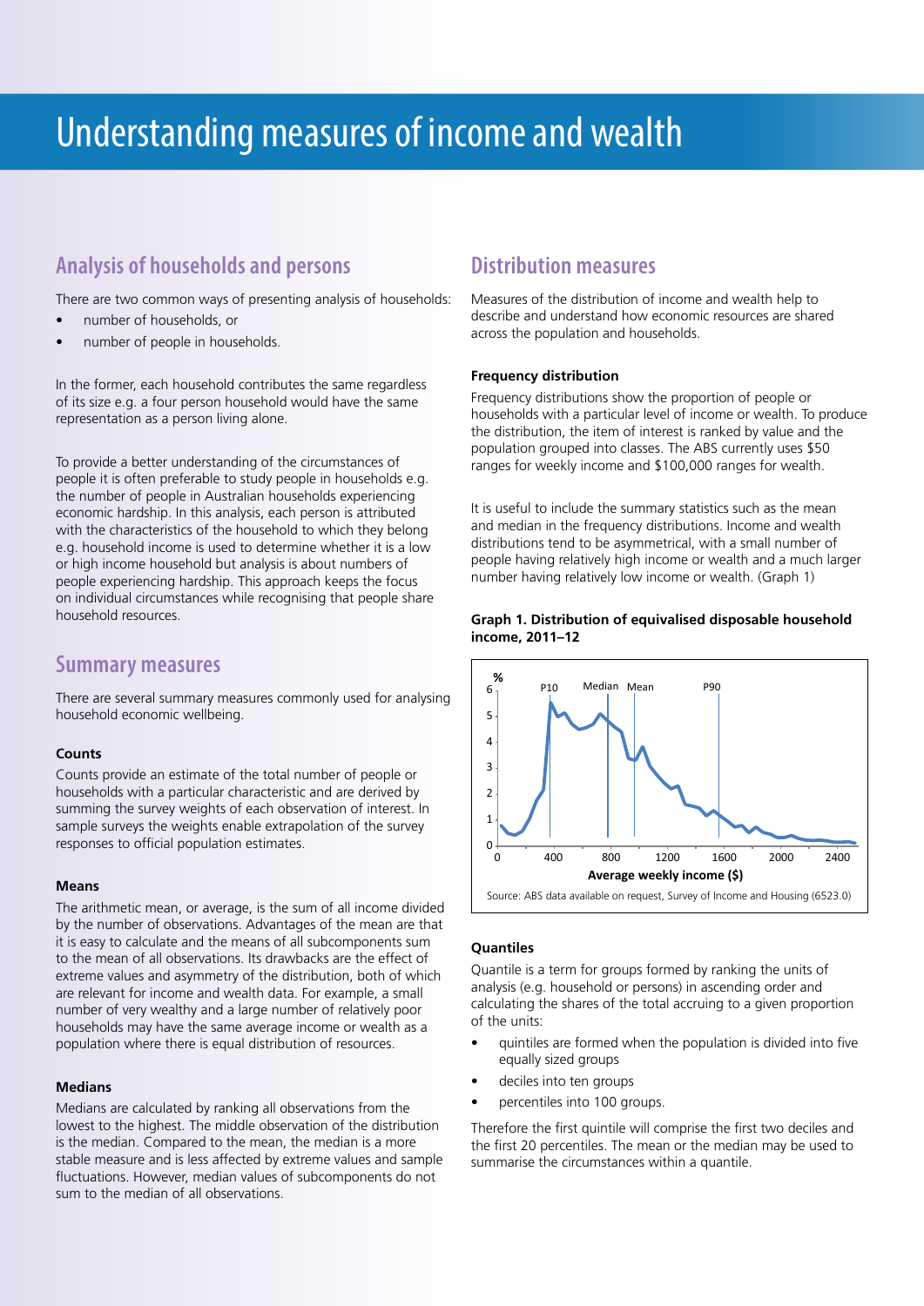# Understanding measures of income and wealth

## Analysis of households and persons

There are two common ways of presenting analysis of households:

- number of households, or
- number of people in households.

In the former, each household contributes the same regardless of its size e.g. a four person household would have the same representation as a person living alone.

To provide a better understanding of the circumstances of people it is often preferable to study people in households e.g. the number of people in Australian households experiencing economic hardship. In this analysis, each person is attributed with the characteristics of the household to which they belong e.g. household income is used to determine whether it is a low or high income household but analysis is about numbers of people experiencing hardship. This approach keeps the focus on individual circumstances while recognising that people share household resources.

## Summary measures

There are several summary measures commonly used for analysing household economic wellbeing.

#### Counts

Counts provide an estimate of the total number of people or households with a particular characteristic and are derived by summing the survey weights of each observation of interest. In sample surveys the weights enable extrapolation of the survey responses to official population estimates.

#### Means

The arithmetic mean, or average, is the sum of all income divided by the number of observations. Advantages of the mean are that it is easy to calculate and the means of all subcomponents sum to the mean of all observations. Its drawbacks are the effect of extreme values and asymmetry of the distribution, both of which are relevant for income and wealth data. For example, a small number of very wealthy and a large number of relatively poor households may have the same average income or wealth as a population where there is equal distribution of resources.

#### Medians

Medians are calculated by ranking all observations from the lowest to the highest. The middle observation of the distribution is the median. Compared to the mean, the median is a more stable measure and is less affected by extreme values and sample fluctuations. However, median values of subcomponents do not sum to the median of all observations.

## Distribution measures

Measures of the distribution of income and wealth help to describe and understand how economic resources are shared across the population and households.

#### Frequency distribution

Frequency distributions show the proportion of people or households with a particular level of income or wealth. To produce the distribution, the item of interest is ranked by value and the population grouped into classes. The ABS currently uses $50 ranges for weekly income and $100,000 ranges for wealth.

It is useful to include the summary statistics such as the mean and median in the frequency distributions. Income and wealth distributions tend to be asymmetrical, with a small number of people having relatively high income or wealth and a much larger number having relatively low income or wealth. (Graph 1)

**Graph 1. Distribution of equivalised disposable household income, 2011–12**

Source: ABS data available on request, Survey of Income and Housing (6523.0)

#### Quantiles

Quantile is a term for groups formed by ranking the units of analysis (e.g. household or persons) in ascending order and calculating the shares of the total accruing to a given proportion of the units:

- quintiles are formed when the population is divided into five equally sized groups
- deciles into ten groups
- percentiles into 100 groups.

Therefore the first quintile will comprise the first two deciles and the first 20 percentiles. The mean or the median may be used to summarise the circumstances within a quantile.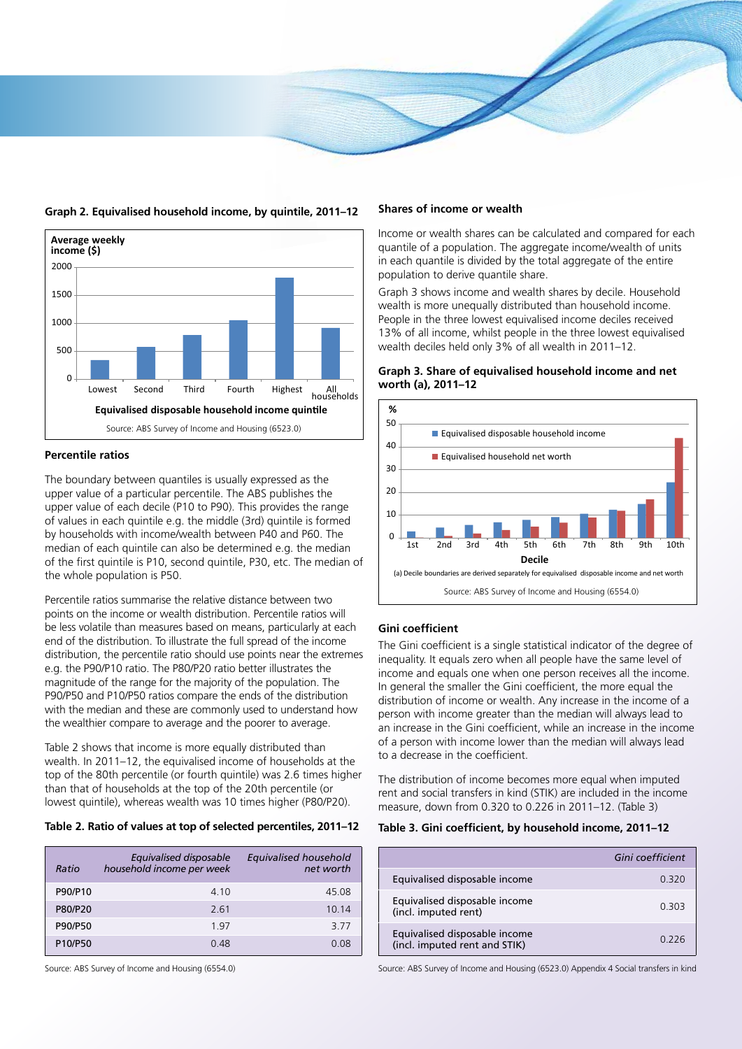**Graph 2. Equivalised household income, by quintile, 2011–12**

Source: ABS Survey of Income and Housing (6523.0)

### Percentile ratios

The boundary between quantiles is usually expressed as the upper value of a particular percentile. The ABS publishes the upper value of each decile (P10 to P90). This provides the range of values in each quintile e.g. the middle (3rd) quintile is formed by households with income/wealth between P40 and P60. The median of each quintile can also be determined e.g. the median of the first quintile is P10, second quintile, P30, etc. The median of the whole population is P50.

Percentile ratios summarise the relative distance between two points on the income or wealth distribution. Percentile ratios will be less volatile than measures based on means, particularly at each end of the distribution. To illustrate the full spread of the income distribution, the percentile ratio should use points near the extremes e.g. the P90/P10 ratio. The P80/P20 ratio better illustrates the magnitude of the range for the majority of the population. The P90/P50 and P10/P50 ratios compare the ends of the distribution with the median and these are commonly used to understand how the wealthier compare to average and the poorer to average.

Table 2 shows that income is more equally distributed than wealth. In 2011–12, the equivalised income of households at the top of the 80th percentile (or fourth quintile) was 2.6 times higher than that of households at the top of the 20th percentile (or lowest quintile), whereas wealth was 10 times higher (P80/P20).

**Table 2. Ratio of values at top of selected percentiles, 2011–12**

| *Ratio* | *Equivalised disposable household income per week* | *Equivalised household net worth* |
|---|---|---|
| P90/P10 | 4.10 | 45.08 |
| P80/P20 | 2.61 | 10.14 |
| P90/P50 | 1.97 | 3.77 |
| P10/P50 | 0.48 | 0.08 |

Source: ABS Survey of Income and Housing (6554.0)

### Shares of income or wealth

Income or wealth shares can be calculated and compared for each quantile of a population. The aggregate income/wealth of units in each quantile is divided by the total aggregate of the entire population to derive quantile share.

Graph 3 shows income and wealth shares by decile. Household wealth is more unequally distributed than household income. People in the three lowest equivalised income deciles received 13% of all income, whilst people in the three lowest equivalised wealth deciles held only 3% of all wealth in 2011–12.

**Graph 3. Share of equivalised household income and net worth (a), 2011–12**

(a) Decile boundaries are derived separately for equivalised disposable income and net worth

Source: ABS Survey of Income and Housing (6554.0)

### Gini coefficient

The Gini coefficient is a single statistical indicator of the degree of inequality. It equals zero when all people have the same level of income and equals one when one person receives all the income. In general the smaller the Gini coefficient, the more equal the distribution of income or wealth. Any increase in the income of a person with income greater than the median will always lead to an increase in the Gini coefficient, while an increase in the income of a person with income lower than the median will always lead to a decrease in the coefficient.

The distribution of income becomes more equal when imputed rent and social transfers in kind (STIK) are included in the income measure, down from 0.320 to 0.226 in 2011–12. (Table 3)

**Table 3. Gini coefficient, by household income, 2011–12**

| | *Gini coefficient* |
|---|---|
| Equivalised disposable income | 0.320 |
| Equivalised disposable income (incl. imputed rent) | 0.303 |
| Equivalised disposable income (incl. imputed rent and STIK) | 0.226 |

Source: ABS Survey of Income and Housing (6523.0) Appendix 4 Social transfers in kind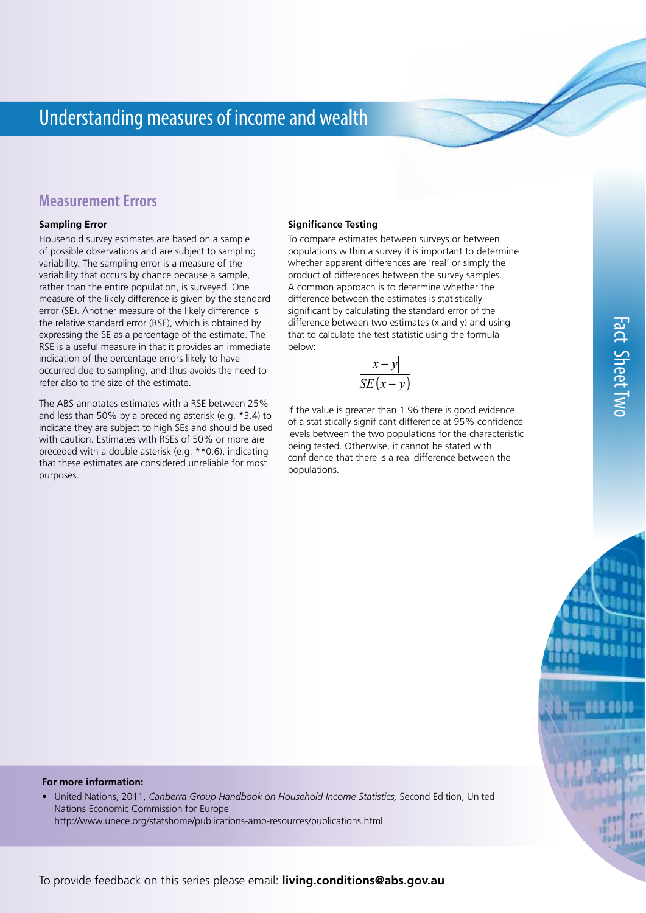# Understanding measures of income and wealth

## Measurement Errors

### Sampling Error

Household survey estimates are based on a sample of possible observations and are subject to sampling variability. The sampling error is a measure of the variability that occurs by chance because a sample, rather than the entire population, is surveyed. One measure of the likely difference is given by the standard error (SE). Another measure of the likely difference is the relative standard error (RSE), which is obtained by expressing the SE as a percentage of the estimate. The RSE is a useful measure in that it provides an immediate indication of the percentage errors likely to have occurred due to sampling, and thus avoids the need to refer also to the size of the estimate.

The ABS annotates estimates with a RSE between 25% and less than 50% by a preceding asterisk (e.g. *3.4) to indicate they are subject to high SEs and should be used with caution. Estimates with RSEs of 50% or more are preceded with a double asterisk (e.g. **0.6), indicating that these estimates are considered unreliable for most purposes.

### Significance Testing

To compare estimates between surveys or between populations within a survey it is important to determine whether apparent differences are 'real' or simply the product of differences between the survey samples. A common approach is to determine whether the difference between the estimates is statistically significant by calculating the standard error of the difference between two estimates (x and y) and using that to calculate the test statistic using the formula below:

$$\frac{|x-y|}{SE(x-y)}$$

If the value is greater than 1.96 there is good evidence of a statistically significant difference at 95% confidence levels between the two populations for the characteristic being tested. Otherwise, it cannot be stated with confidence that there is a real difference between the populations.

**For more information:**

- United Nations, 2011, *Canberra Group Handbook on Household Income Statistics,* Second Edition, United Nations Economic Commission for Europe http://www.unece.org/statshome/publications-amp-resources/publications.html

To provide feedback on this series please email: **living.conditions@abs.gov.au**